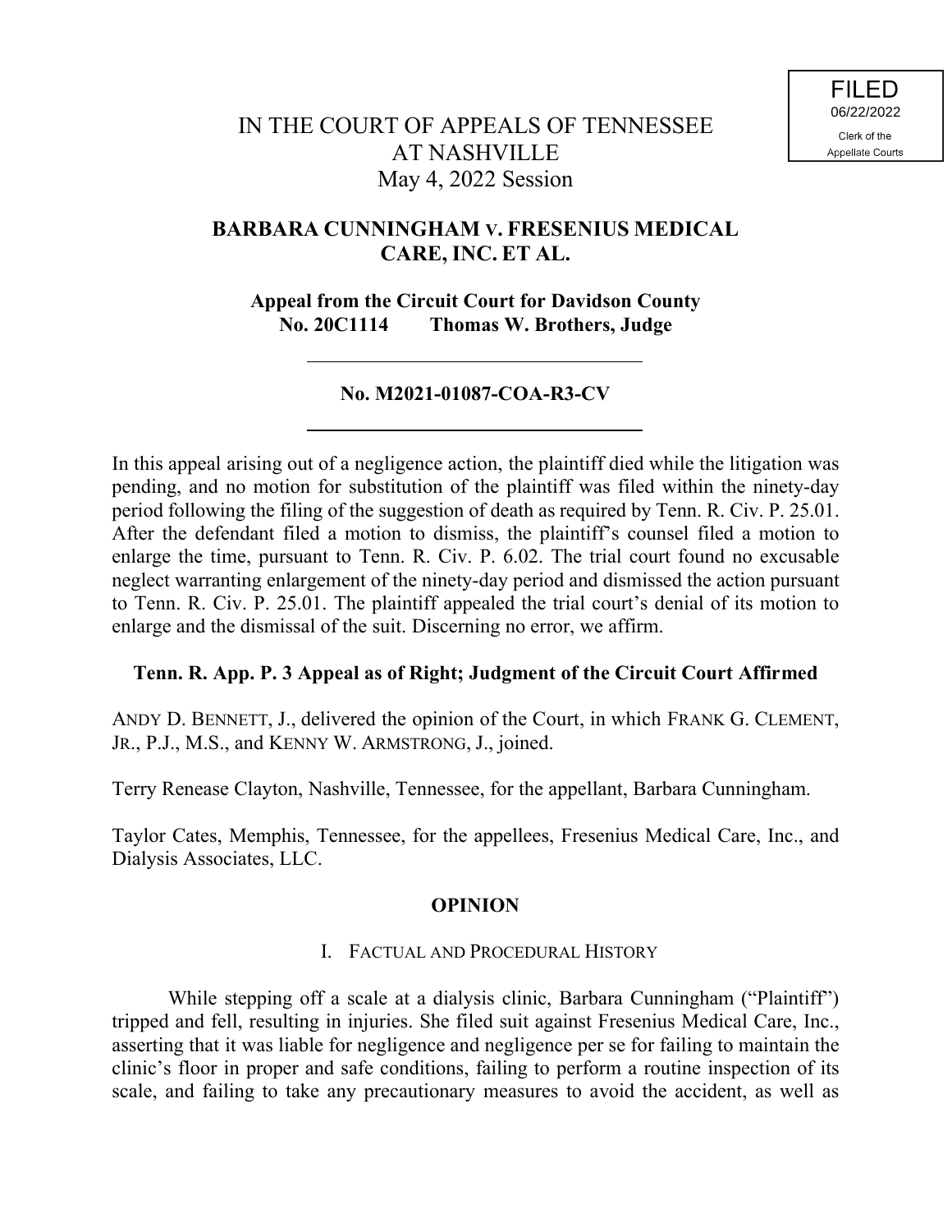FILED
06/22/2022
Clerk of the
Appellate Courts

IN THE COURT OF APPEALS OF TENNESSEE
AT NASHVILLE
May 4, 2022 Session

**BARBARA CUNNINGHAM v. FRESENIUS MEDICAL CARE, INC. ET AL.**

**Appeal from the Circuit Court for Davidson County**
**No. 20C1114 Thomas W. Brothers, Judge**

---

**No. M2021-01087-COA-R3-CV**

---

In this appeal arising out of a negligence action, the plaintiff died while the litigation was pending, and no motion for substitution of the plaintiff was filed within the ninety-day period following the filing of the suggestion of death as required by Tenn. R. Civ. P. 25.01. After the defendant filed a motion to dismiss, the plaintiff's counsel filed a motion to enlarge the time, pursuant to Tenn. R. Civ. P. 6.02. The trial court found no excusable neglect warranting enlargement of the ninety-day period and dismissed the action pursuant to Tenn. R. Civ. P. 25.01. The plaintiff appealed the trial court's denial of its motion to enlarge and the dismissal of the suit. Discerning no error, we affirm.

**Tenn. R. App. P. 3 Appeal as of Right; Judgment of the Circuit Court Affirmed**

ANDY D. BENNETT, J., delivered the opinion of the Court, in which FRANK G. CLEMENT, JR., P.J., M.S., and KENNY W. ARMSTRONG, J., joined.

Terry Renease Clayton, Nashville, Tennessee, for the appellant, Barbara Cunningham.

Taylor Cates, Memphis, Tennessee, for the appellees, Fresenius Medical Care, Inc., and Dialysis Associates, LLC.

## OPINION

### I. FACTUAL AND PROCEDURAL HISTORY

While stepping off a scale at a dialysis clinic, Barbara Cunningham ("Plaintiff") tripped and fell, resulting in injuries. She filed suit against Fresenius Medical Care, Inc., asserting that it was liable for negligence and negligence per se for failing to maintain the clinic's floor in proper and safe conditions, failing to perform a routine inspection of its scale, and failing to take any precautionary measures to avoid the accident, as well as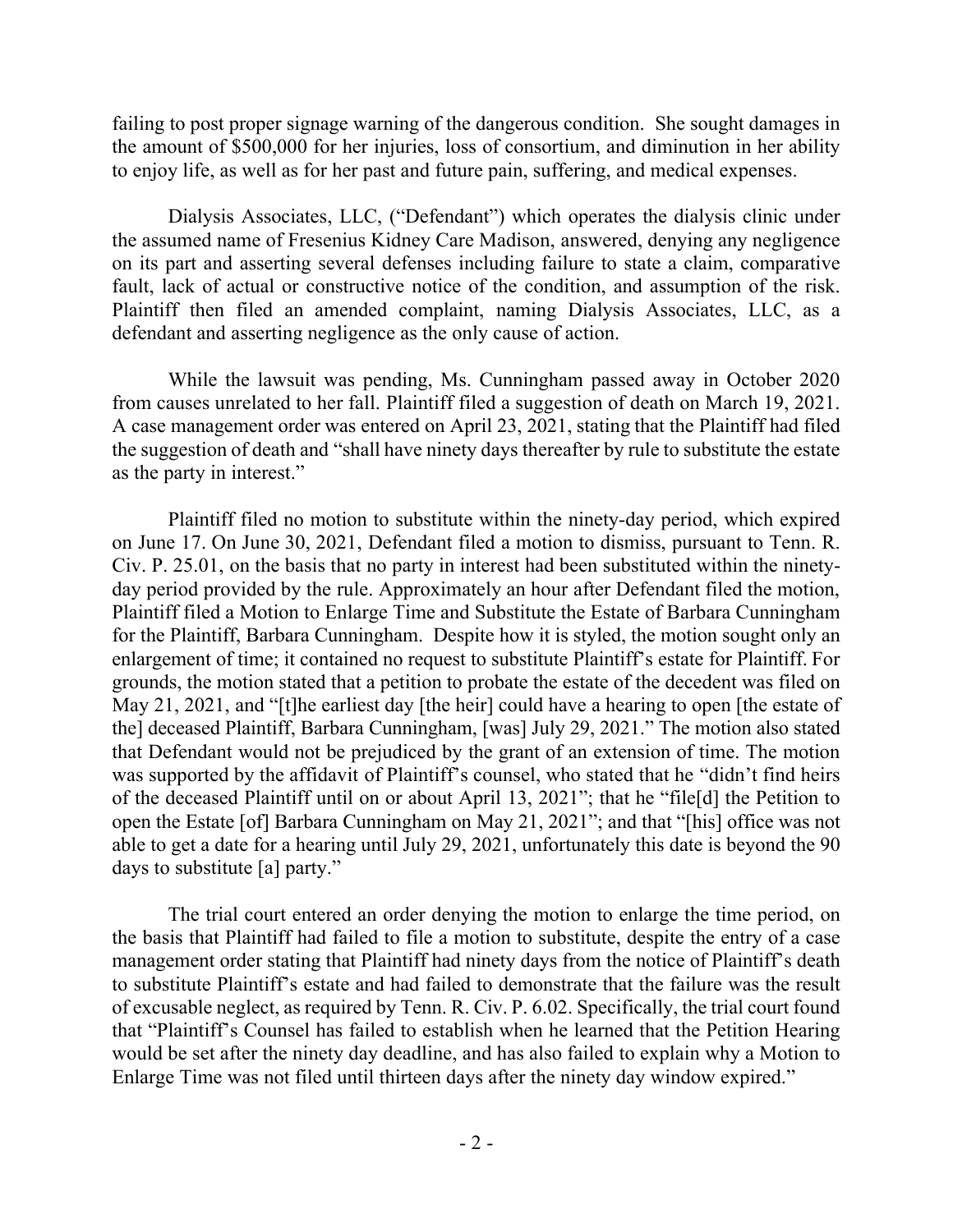failing to post proper signage warning of the dangerous condition. She sought damages in the amount of $500,000 for her injuries, loss of consortium, and diminution in her ability to enjoy life, as well as for her past and future pain, suffering, and medical expenses.

Dialysis Associates, LLC, ("Defendant") which operates the dialysis clinic under the assumed name of Fresenius Kidney Care Madison, answered, denying any negligence on its part and asserting several defenses including failure to state a claim, comparative fault, lack of actual or constructive notice of the condition, and assumption of the risk. Plaintiff then filed an amended complaint, naming Dialysis Associates, LLC, as a defendant and asserting negligence as the only cause of action.

While the lawsuit was pending, Ms. Cunningham passed away in October 2020 from causes unrelated to her fall. Plaintiff filed a suggestion of death on March 19, 2021. A case management order was entered on April 23, 2021, stating that the Plaintiff had filed the suggestion of death and "shall have ninety days thereafter by rule to substitute the estate as the party in interest."

Plaintiff filed no motion to substitute within the ninety-day period, which expired on June 17. On June 30, 2021, Defendant filed a motion to dismiss, pursuant to Tenn. R. Civ. P. 25.01, on the basis that no party in interest had been substituted within the ninety-day period provided by the rule. Approximately an hour after Defendant filed the motion, Plaintiff filed a Motion to Enlarge Time and Substitute the Estate of Barbara Cunningham for the Plaintiff, Barbara Cunningham. Despite how it is styled, the motion sought only an enlargement of time; it contained no request to substitute Plaintiff's estate for Plaintiff. For grounds, the motion stated that a petition to probate the estate of the decedent was filed on May 21, 2021, and "[t]he earliest day [the heir] could have a hearing to open [the estate of the] deceased Plaintiff, Barbara Cunningham, [was] July 29, 2021." The motion also stated that Defendant would not be prejudiced by the grant of an extension of time. The motion was supported by the affidavit of Plaintiff's counsel, who stated that he "didn't find heirs of the deceased Plaintiff until on or about April 13, 2021"; that he "file[d] the Petition to open the Estate [of] Barbara Cunningham on May 21, 2021"; and that "[his] office was not able to get a date for a hearing until July 29, 2021, unfortunately this date is beyond the 90 days to substitute [a] party."

The trial court entered an order denying the motion to enlarge the time period, on the basis that Plaintiff had failed to file a motion to substitute, despite the entry of a case management order stating that Plaintiff had ninety days from the notice of Plaintiff's death to substitute Plaintiff's estate and had failed to demonstrate that the failure was the result of excusable neglect, as required by Tenn. R. Civ. P. 6.02. Specifically, the trial court found that "Plaintiff's Counsel has failed to establish when he learned that the Petition Hearing would be set after the ninety day deadline, and has also failed to explain why a Motion to Enlarge Time was not filed until thirteen days after the ninety day window expired."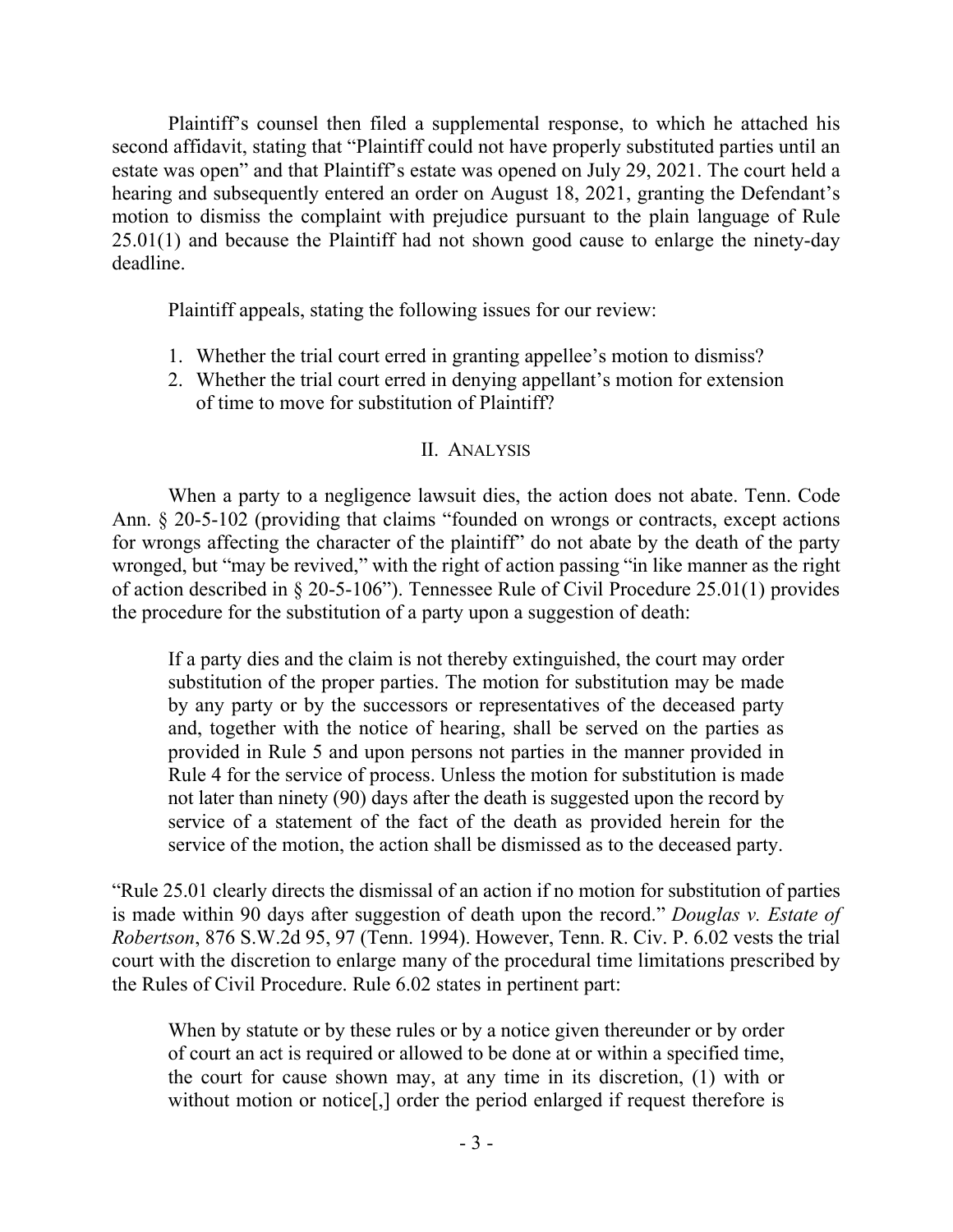Plaintiff's counsel then filed a supplemental response, to which he attached his second affidavit, stating that "Plaintiff could not have properly substituted parties until an estate was open" and that Plaintiff's estate was opened on July 29, 2021. The court held a hearing and subsequently entered an order on August 18, 2021, granting the Defendant's motion to dismiss the complaint with prejudice pursuant to the plain language of Rule 25.01(1) and because the Plaintiff had not shown good cause to enlarge the ninety-day deadline.

Plaintiff appeals, stating the following issues for our review:

1. Whether the trial court erred in granting appellee's motion to dismiss?
2. Whether the trial court erred in denying appellant's motion for extension of time to move for substitution of Plaintiff?

## II. ANALYSIS

When a party to a negligence lawsuit dies, the action does not abate. Tenn. Code Ann. § 20-5-102 (providing that claims "founded on wrongs or contracts, except actions for wrongs affecting the character of the plaintiff" do not abate by the death of the party wronged, but "may be revived," with the right of action passing "in like manner as the right of action described in § 20-5-106"). Tennessee Rule of Civil Procedure 25.01(1) provides the procedure for the substitution of a party upon a suggestion of death:

> If a party dies and the claim is not thereby extinguished, the court may order substitution of the proper parties. The motion for substitution may be made by any party or by the successors or representatives of the deceased party and, together with the notice of hearing, shall be served on the parties as provided in Rule 5 and upon persons not parties in the manner provided in Rule 4 for the service of process. Unless the motion for substitution is made not later than ninety (90) days after the death is suggested upon the record by service of a statement of the fact of the death as provided herein for the service of the motion, the action shall be dismissed as to the deceased party.

"Rule 25.01 clearly directs the dismissal of an action if no motion for substitution of parties is made within 90 days after suggestion of death upon the record." *Douglas v. Estate of Robertson*, 876 S.W.2d 95, 97 (Tenn. 1994). However, Tenn. R. Civ. P. 6.02 vests the trial court with the discretion to enlarge many of the procedural time limitations prescribed by the Rules of Civil Procedure. Rule 6.02 states in pertinent part:

> When by statute or by these rules or by a notice given thereunder or by order of court an act is required or allowed to be done at or within a specified time, the court for cause shown may, at any time in its discretion, (1) with or without motion or notice[,] order the period enlarged if request therefore is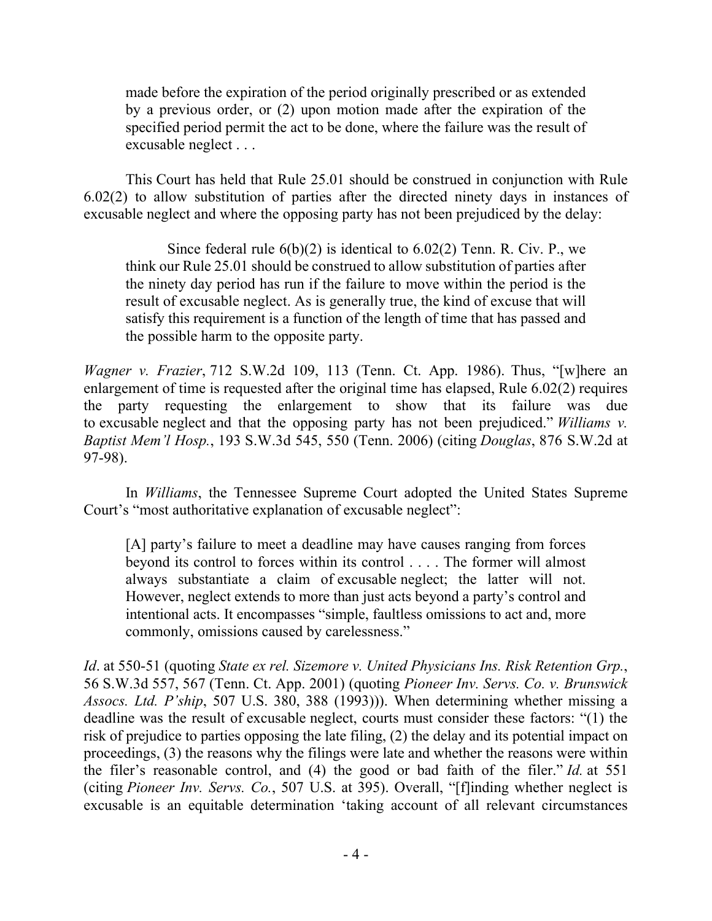> made before the expiration of the period originally prescribed or as extended by a previous order, or (2) upon motion made after the expiration of the specified period permit the act to be done, where the failure was the result of excusable neglect . . .

This Court has held that Rule 25.01 should be construed in conjunction with Rule 6.02(2) to allow substitution of parties after the directed ninety days in instances of excusable neglect and where the opposing party has not been prejudiced by the delay:

> Since federal rule 6(b)(2) is identical to 6.02(2) Tenn. R. Civ. P., we think our Rule 25.01 should be construed to allow substitution of parties after the ninety day period has run if the failure to move within the period is the result of excusable neglect. As is generally true, the kind of excuse that will satisfy this requirement is a function of the length of time that has passed and the possible harm to the opposite party.

*Wagner v. Frazier*, 712 S.W.2d 109, 113 (Tenn. Ct. App. 1986). Thus, "[w]here an enlargement of time is requested after the original time has elapsed, Rule 6.02(2) requires the party requesting the enlargement to show that its failure was due to excusable neglect and that the opposing party has not been prejudiced." *Williams v. Baptist Mem'l Hosp.*, 193 S.W.3d 545, 550 (Tenn. 2006) (citing *Douglas*, 876 S.W.2d at 97-98).

In *Williams*, the Tennessee Supreme Court adopted the United States Supreme Court's "most authoritative explanation of excusable neglect":

> [A] party's failure to meet a deadline may have causes ranging from forces beyond its control to forces within its control . . . . The former will almost always substantiate a claim of excusable neglect; the latter will not. However, neglect extends to more than just acts beyond a party's control and intentional acts. It encompasses "simple, faultless omissions to act and, more commonly, omissions caused by carelessness."

*Id*. at 550-51 (quoting *State ex rel. Sizemore v. United Physicians Ins. Risk Retention Grp.*, 56 S.W.3d 557, 567 (Tenn. Ct. App. 2001) (quoting *Pioneer Inv. Servs. Co. v. Brunswick Assocs. Ltd. P'ship*, 507 U.S. 380, 388 (1993))). When determining whether missing a deadline was the result of excusable neglect, courts must consider these factors: "(1) the risk of prejudice to parties opposing the late filing, (2) the delay and its potential impact on proceedings, (3) the reasons why the filings were late and whether the reasons were within the filer's reasonable control, and (4) the good or bad faith of the filer." *Id.* at 551 (citing *Pioneer Inv. Servs. Co.*, 507 U.S. at 395). Overall, "[f]inding whether neglect is excusable is an equitable determination 'taking account of all relevant circumstances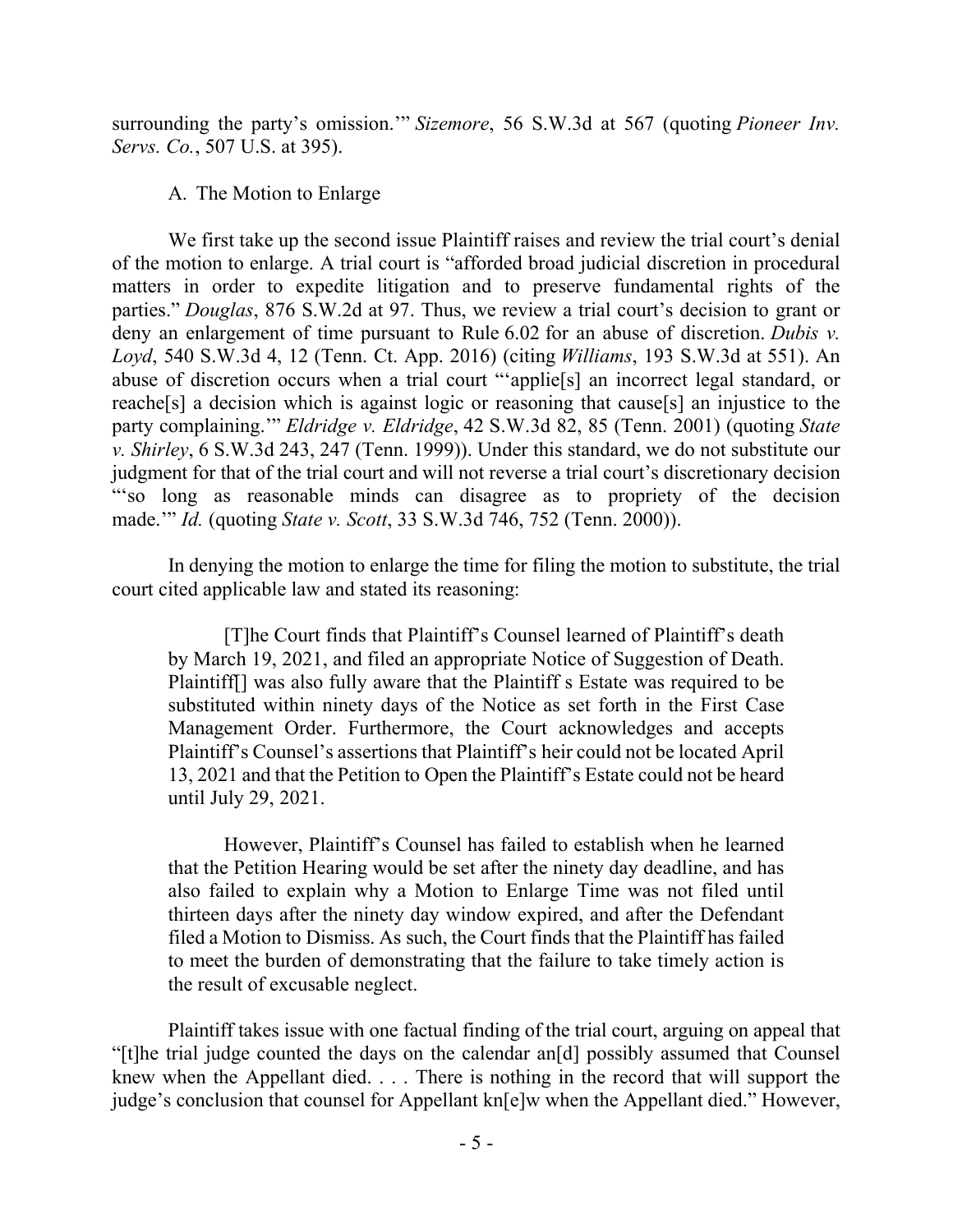surrounding the party's omission.'" *Sizemore*, 56 S.W.3d at 567 (quoting *Pioneer Inv. Servs. Co.*, 507 U.S. at 395).

A. The Motion to Enlarge

We first take up the second issue Plaintiff raises and review the trial court's denial of the motion to enlarge. A trial court is "afforded broad judicial discretion in procedural matters in order to expedite litigation and to preserve fundamental rights of the parties." *Douglas*, 876 S.W.2d at 97. Thus, we review a trial court's decision to grant or deny an enlargement of time pursuant to Rule 6.02 for an abuse of discretion. *Dubis v. Loyd*, 540 S.W.3d 4, 12 (Tenn. Ct. App. 2016) (citing *Williams*, 193 S.W.3d at 551). An abuse of discretion occurs when a trial court "'applie[s] an incorrect legal standard, or reache[s] a decision which is against logic or reasoning that cause[s] an injustice to the party complaining.'" *Eldridge v. Eldridge*, 42 S.W.3d 82, 85 (Tenn. 2001) (quoting *State v. Shirley*, 6 S.W.3d 243, 247 (Tenn. 1999)). Under this standard, we do not substitute our judgment for that of the trial court and will not reverse a trial court's discretionary decision "'so long as reasonable minds can disagree as to propriety of the decision made.'" *Id.* (quoting *State v. Scott*, 33 S.W.3d 746, 752 (Tenn. 2000)).

In denying the motion to enlarge the time for filing the motion to substitute, the trial court cited applicable law and stated its reasoning:

> [T]he Court finds that Plaintiff's Counsel learned of Plaintiff's death by March 19, 2021, and filed an appropriate Notice of Suggestion of Death. Plaintiff[] was also fully aware that the Plaintiff s Estate was required to be substituted within ninety days of the Notice as set forth in the First Case Management Order. Furthermore, the Court acknowledges and accepts Plaintiff's Counsel's assertions that Plaintiff's heir could not be located April 13, 2021 and that the Petition to Open the Plaintiff's Estate could not be heard until July 29, 2021.
>
> However, Plaintiff's Counsel has failed to establish when he learned that the Petition Hearing would be set after the ninety day deadline, and has also failed to explain why a Motion to Enlarge Time was not filed until thirteen days after the ninety day window expired, and after the Defendant filed a Motion to Dismiss. As such, the Court finds that the Plaintiff has failed to meet the burden of demonstrating that the failure to take timely action is the result of excusable neglect.

Plaintiff takes issue with one factual finding of the trial court, arguing on appeal that "[t]he trial judge counted the days on the calendar an[d] possibly assumed that Counsel knew when the Appellant died. . . . There is nothing in the record that will support the judge's conclusion that counsel for Appellant kn[e]w when the Appellant died." However,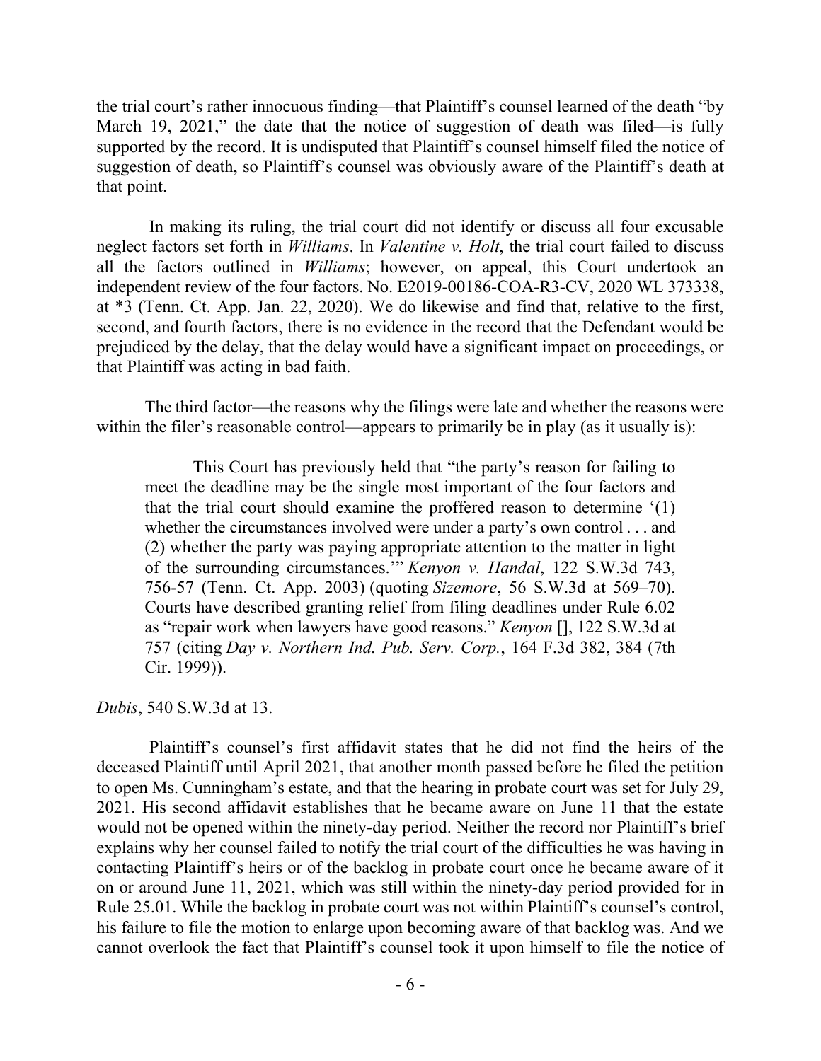the trial court's rather innocuous finding—that Plaintiff's counsel learned of the death "by March 19, 2021," the date that the notice of suggestion of death was filed—is fully supported by the record. It is undisputed that Plaintiff's counsel himself filed the notice of suggestion of death, so Plaintiff's counsel was obviously aware of the Plaintiff's death at that point.

In making its ruling, the trial court did not identify or discuss all four excusable neglect factors set forth in *Williams*. In *Valentine v. Holt*, the trial court failed to discuss all the factors outlined in *Williams*; however, on appeal, this Court undertook an independent review of the four factors. No. E2019-00186-COA-R3-CV, 2020 WL 373338, at *3 (Tenn. Ct. App. Jan. 22, 2020). We do likewise and find that, relative to the first, second, and fourth factors, there is no evidence in the record that the Defendant would be prejudiced by the delay, that the delay would have a significant impact on proceedings, or that Plaintiff was acting in bad faith.

The third factor—the reasons why the filings were late and whether the reasons were within the filer's reasonable control—appears to primarily be in play (as it usually is):

> This Court has previously held that "the party's reason for failing to meet the deadline may be the single most important of the four factors and that the trial court should examine the proffered reason to determine '(1) whether the circumstances involved were under a party's own control . . . and (2) whether the party was paying appropriate attention to the matter in light of the surrounding circumstances.'" *Kenyon v. Handal*, 122 S.W.3d 743, 756-57 (Tenn. Ct. App. 2003) (quoting *Sizemore*, 56 S.W.3d at 569–70). Courts have described granting relief from filing deadlines under Rule 6.02 as "repair work when lawyers have good reasons." *Kenyon* [], 122 S.W.3d at 757 (citing *Day v. Northern Ind. Pub. Serv. Corp.*, 164 F.3d 382, 384 (7th Cir. 1999)).

*Dubis*, 540 S.W.3d at 13.

Plaintiff's counsel's first affidavit states that he did not find the heirs of the deceased Plaintiff until April 2021, that another month passed before he filed the petition to open Ms. Cunningham's estate, and that the hearing in probate court was set for July 29, 2021. His second affidavit establishes that he became aware on June 11 that the estate would not be opened within the ninety-day period. Neither the record nor Plaintiff's brief explains why her counsel failed to notify the trial court of the difficulties he was having in contacting Plaintiff's heirs or of the backlog in probate court once he became aware of it on or around June 11, 2021, which was still within the ninety-day period provided for in Rule 25.01. While the backlog in probate court was not within Plaintiff's counsel's control, his failure to file the motion to enlarge upon becoming aware of that backlog was. And we cannot overlook the fact that Plaintiff's counsel took it upon himself to file the notice of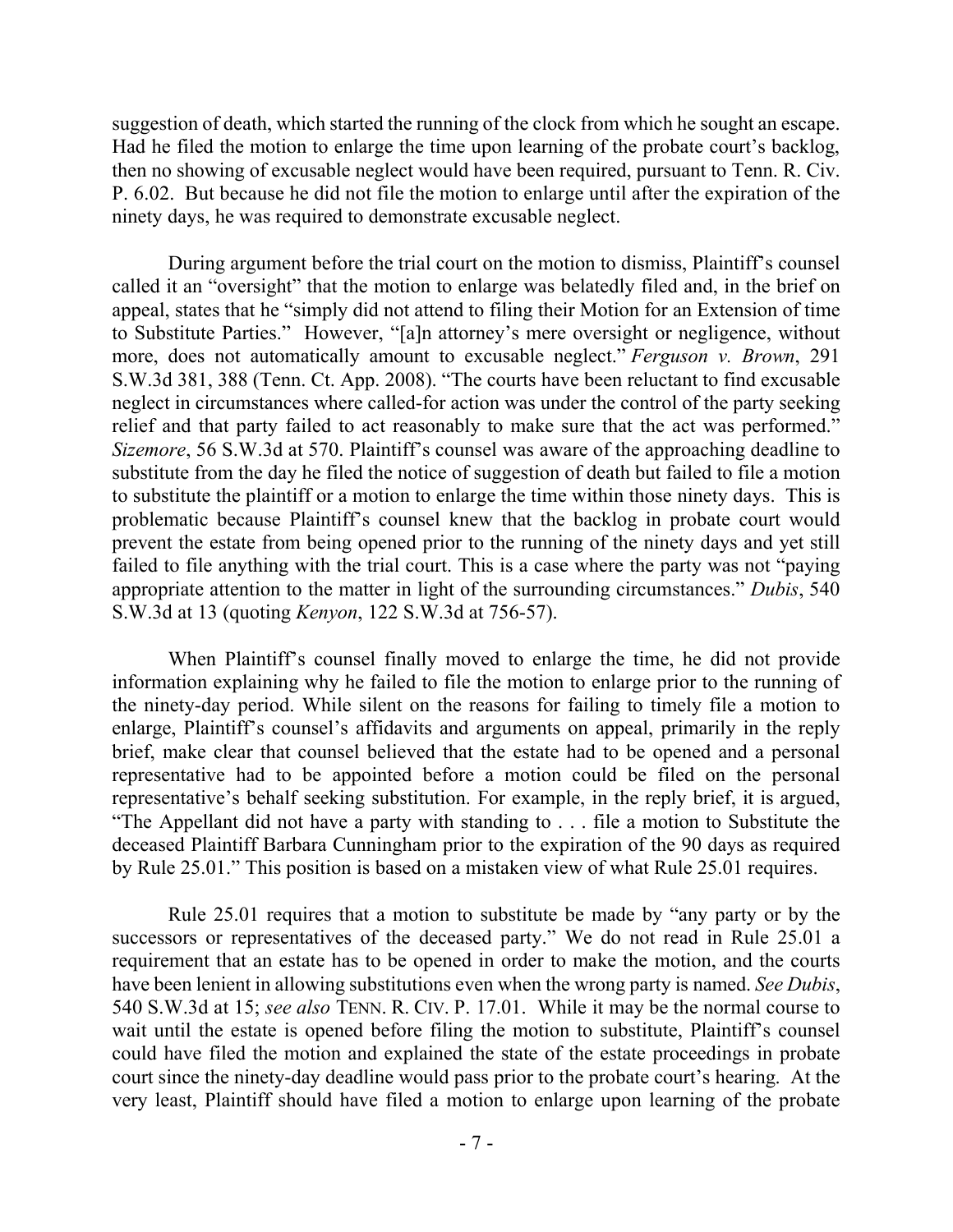suggestion of death, which started the running of the clock from which he sought an escape. Had he filed the motion to enlarge the time upon learning of the probate court's backlog, then no showing of excusable neglect would have been required, pursuant to Tenn. R. Civ. P. 6.02. But because he did not file the motion to enlarge until after the expiration of the ninety days, he was required to demonstrate excusable neglect.

During argument before the trial court on the motion to dismiss, Plaintiff's counsel called it an "oversight" that the motion to enlarge was belatedly filed and, in the brief on appeal, states that he "simply did not attend to filing their Motion for an Extension of time to Substitute Parties." However, "[a]n attorney's mere oversight or negligence, without more, does not automatically amount to excusable neglect." *Ferguson v. Brown*, 291 S.W.3d 381, 388 (Tenn. Ct. App. 2008). "The courts have been reluctant to find excusable neglect in circumstances where called-for action was under the control of the party seeking relief and that party failed to act reasonably to make sure that the act was performed." *Sizemore*, 56 S.W.3d at 570. Plaintiff's counsel was aware of the approaching deadline to substitute from the day he filed the notice of suggestion of death but failed to file a motion to substitute the plaintiff or a motion to enlarge the time within those ninety days. This is problematic because Plaintiff's counsel knew that the backlog in probate court would prevent the estate from being opened prior to the running of the ninety days and yet still failed to file anything with the trial court. This is a case where the party was not "paying appropriate attention to the matter in light of the surrounding circumstances." *Dubis*, 540 S.W.3d at 13 (quoting *Kenyon*, 122 S.W.3d at 756-57).

When Plaintiff's counsel finally moved to enlarge the time, he did not provide information explaining why he failed to file the motion to enlarge prior to the running of the ninety-day period. While silent on the reasons for failing to timely file a motion to enlarge, Plaintiff's counsel's affidavits and arguments on appeal, primarily in the reply brief, make clear that counsel believed that the estate had to be opened and a personal representative had to be appointed before a motion could be filed on the personal representative's behalf seeking substitution. For example, in the reply brief, it is argued, "The Appellant did not have a party with standing to . . . file a motion to Substitute the deceased Plaintiff Barbara Cunningham prior to the expiration of the 90 days as required by Rule 25.01." This position is based on a mistaken view of what Rule 25.01 requires.

Rule 25.01 requires that a motion to substitute be made by "any party or by the successors or representatives of the deceased party." We do not read in Rule 25.01 a requirement that an estate has to be opened in order to make the motion, and the courts have been lenient in allowing substitutions even when the wrong party is named. *See Dubis*, 540 S.W.3d at 15; *see also* TENN. R. CIV. P. 17.01. While it may be the normal course to wait until the estate is opened before filing the motion to substitute, Plaintiff's counsel could have filed the motion and explained the state of the estate proceedings in probate court since the ninety-day deadline would pass prior to the probate court's hearing. At the very least, Plaintiff should have filed a motion to enlarge upon learning of the probate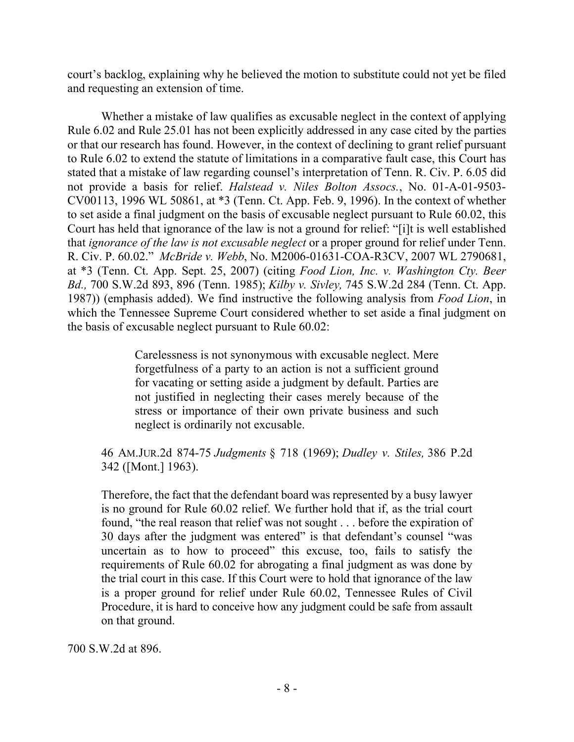court's backlog, explaining why he believed the motion to substitute could not yet be filed and requesting an extension of time.

Whether a mistake of law qualifies as excusable neglect in the context of applying Rule 6.02 and Rule 25.01 has not been explicitly addressed in any case cited by the parties or that our research has found. However, in the context of declining to grant relief pursuant to Rule 6.02 to extend the statute of limitations in a comparative fault case, this Court has stated that a mistake of law regarding counsel's interpretation of Tenn. R. Civ. P. 6.05 did not provide a basis for relief. *Halstead v. Niles Bolton Assocs.*, No. 01-A-01-9503-CV00113, 1996 WL 50861, at *3 (Tenn. Ct. App. Feb. 9, 1996). In the context of whether to set aside a final judgment on the basis of excusable neglect pursuant to Rule 60.02, this Court has held that ignorance of the law is not a ground for relief: "[i]t is well established that *ignorance of the law is not excusable neglect* or a proper ground for relief under Tenn. R. Civ. P. 60.02." *McBride v. Webb*, No. M2006-01631-COA-R3CV, 2007 WL 2790681, at *3 (Tenn. Ct. App. Sept. 25, 2007) (citing *Food Lion, Inc. v. Washington Cty. Beer Bd.,* 700 S.W.2d 893, 896 (Tenn. 1985); *Kilby v. Sivley,* 745 S.W.2d 284 (Tenn. Ct. App. 1987)) (emphasis added). We find instructive the following analysis from *Food Lion*, in which the Tennessee Supreme Court considered whether to set aside a final judgment on the basis of excusable neglect pursuant to Rule 60.02:

> Carelessness is not synonymous with excusable neglect. Mere forgetfulness of a party to an action is not a sufficient ground for vacating or setting aside a judgment by default. Parties are not justified in neglecting their cases merely because of the stress or importance of their own private business and such neglect is ordinarily not excusable.
>
> 46 AM.JUR.2d 874-75 *Judgments* § 718 (1969); *Dudley v. Stiles,* 386 P.2d 342 ([Mont.] 1963).
>
> Therefore, the fact that the defendant board was represented by a busy lawyer is no ground for Rule 60.02 relief. We further hold that if, as the trial court found, "the real reason that relief was not sought . . . before the expiration of 30 days after the judgment was entered" is that defendant's counsel "was uncertain as to how to proceed" this excuse, too, fails to satisfy the requirements of Rule 60.02 for abrogating a final judgment as was done by the trial court in this case. If this Court were to hold that ignorance of the law is a proper ground for relief under Rule 60.02, Tennessee Rules of Civil Procedure, it is hard to conceive how any judgment could be safe from assault on that ground.

700 S.W.2d at 896.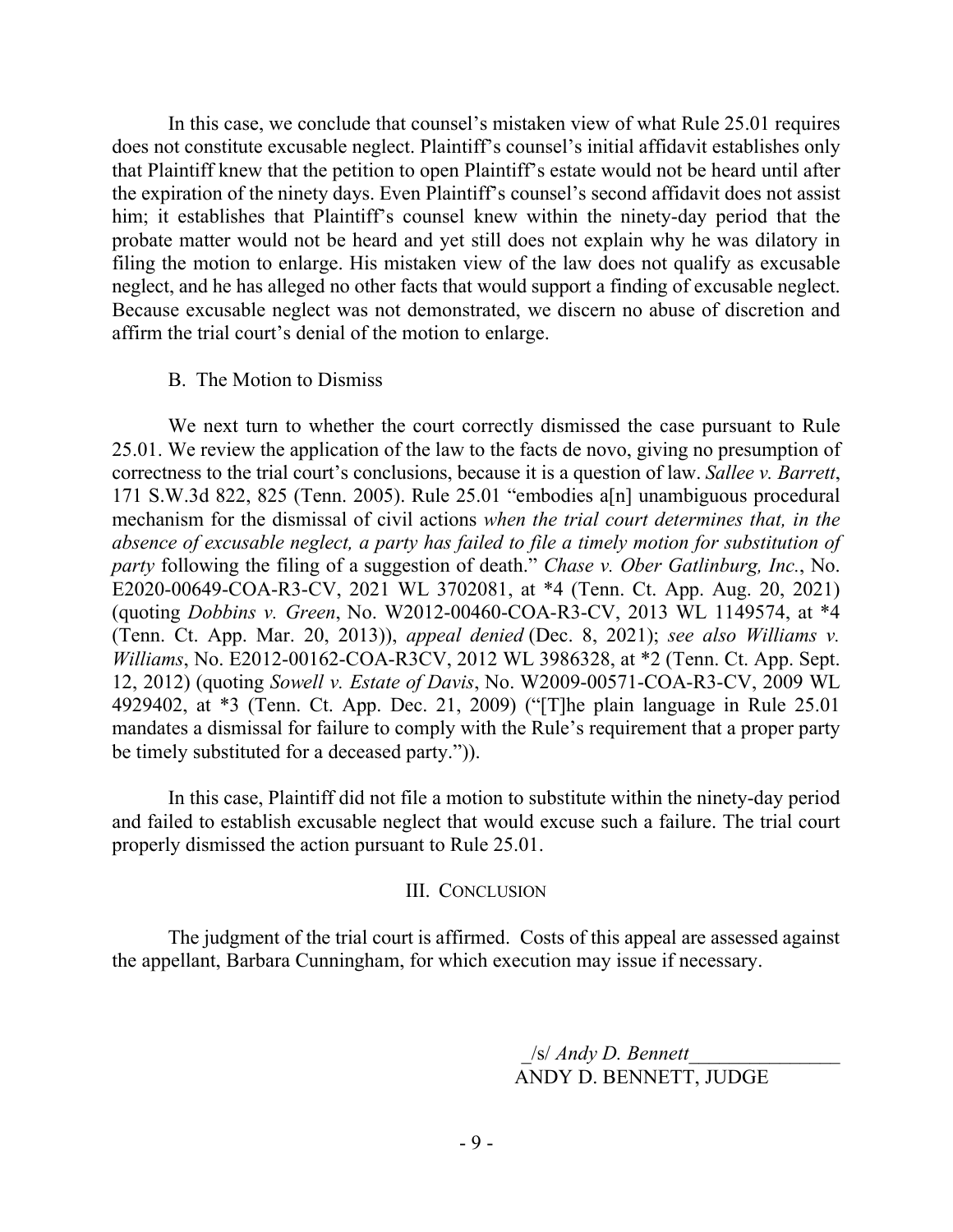In this case, we conclude that counsel's mistaken view of what Rule 25.01 requires does not constitute excusable neglect. Plaintiff's counsel's initial affidavit establishes only that Plaintiff knew that the petition to open Plaintiff's estate would not be heard until after the expiration of the ninety days. Even Plaintiff's counsel's second affidavit does not assist him; it establishes that Plaintiff's counsel knew within the ninety-day period that the probate matter would not be heard and yet still does not explain why he was dilatory in filing the motion to enlarge. His mistaken view of the law does not qualify as excusable neglect, and he has alleged no other facts that would support a finding of excusable neglect. Because excusable neglect was not demonstrated, we discern no abuse of discretion and affirm the trial court's denial of the motion to enlarge.

### B. The Motion to Dismiss

We next turn to whether the court correctly dismissed the case pursuant to Rule 25.01. We review the application of the law to the facts de novo, giving no presumption of correctness to the trial court's conclusions, because it is a question of law. *Sallee v. Barrett*, 171 S.W.3d 822, 825 (Tenn. 2005). Rule 25.01 "embodies a[n] unambiguous procedural mechanism for the dismissal of civil actions *when the trial court determines that, in the absence of excusable neglect, a party has failed to file a timely motion for substitution of party* following the filing of a suggestion of death." *Chase v. Ober Gatlinburg, Inc.*, No. E2020-00649-COA-R3-CV, 2021 WL 3702081, at *4 (Tenn. Ct. App. Aug. 20, 2021) (quoting *Dobbins v. Green*, No. W2012-00460-COA-R3-CV, 2013 WL 1149574, at *4 (Tenn. Ct. App. Mar. 20, 2013)), *appeal denied* (Dec. 8, 2021); *see also Williams v. Williams*, No. E2012-00162-COA-R3CV, 2012 WL 3986328, at *2 (Tenn. Ct. App. Sept. 12, 2012) (quoting *Sowell v. Estate of Davis*, No. W2009-00571-COA-R3-CV, 2009 WL 4929402, at *3 (Tenn. Ct. App. Dec. 21, 2009) ("[T]he plain language in Rule 25.01 mandates a dismissal for failure to comply with the Rule's requirement that a proper party be timely substituted for a deceased party.")).

In this case, Plaintiff did not file a motion to substitute within the ninety-day period and failed to establish excusable neglect that would excuse such a failure. The trial court properly dismissed the action pursuant to Rule 25.01.

## III. Conclusion

The judgment of the trial court is affirmed. Costs of this appeal are assessed against the appellant, Barbara Cunningham, for which execution may issue if necessary.

_/s/ *Andy D. Bennett*_______________
ANDY D. BENNETT, JUDGE